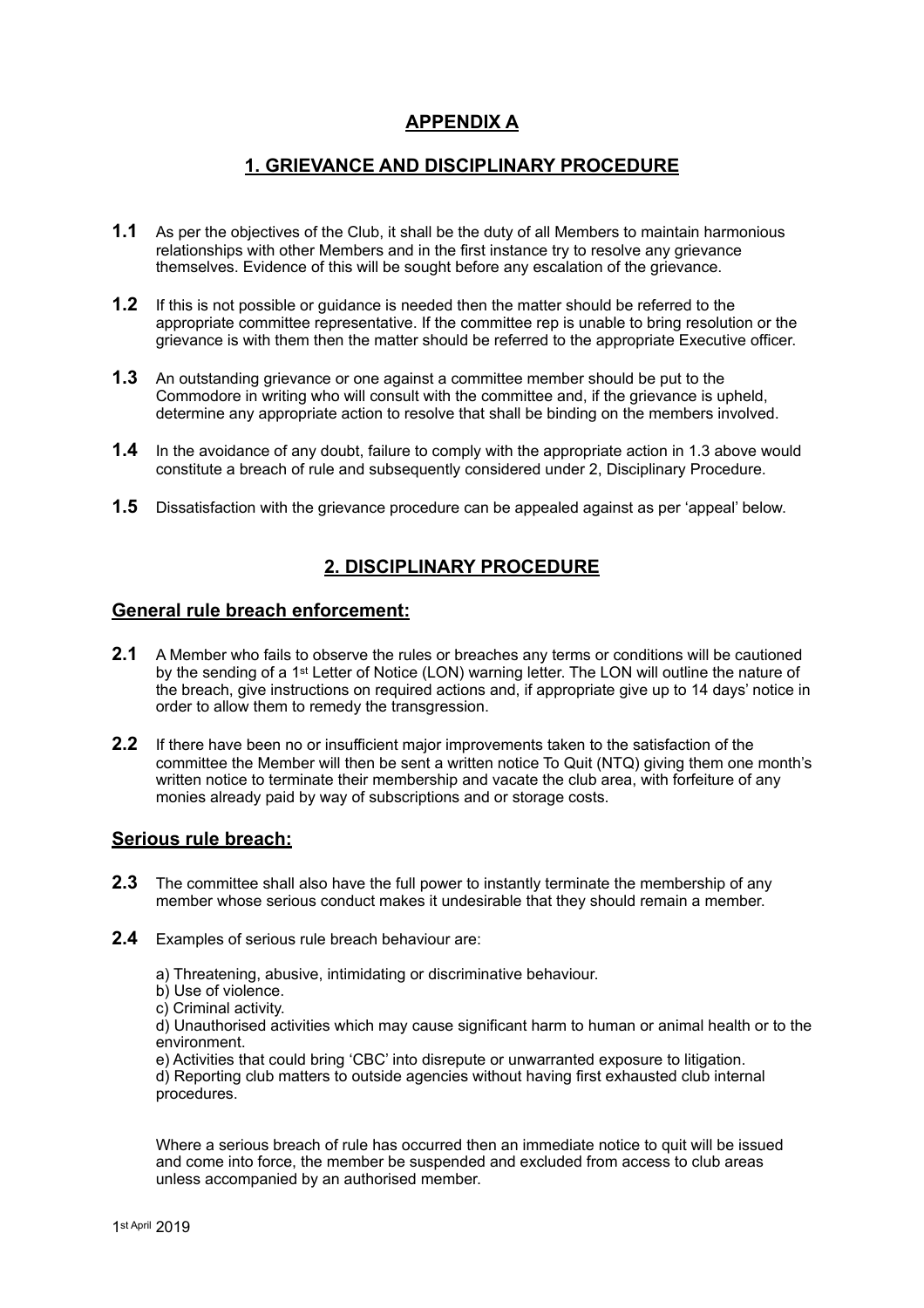# APPENDIX A

## 1. GRIEVANCE AND DISCIPLINARY PROCEDURE

**1.1** As per the objectives of the Club, it shall be the duty of all Members to maintain harmonious relationships with other Members and in the first instance try to resolve any grievance themselves. Evidence of this will be sought before any escalation of the grievance.

**1.2** If this is not possible or guidance is needed then the matter should be referred to the appropriate committee representative. If the committee rep is unable to bring resolution or the grievance is with them then the matter should be referred to the appropriate Executive officer.

**1.3** An outstanding grievance or one against a committee member should be put to the Commodore in writing who will consult with the committee and, if the grievance is upheld, determine any appropriate action to resolve that shall be binding on the members involved.

**1.4** In the avoidance of any doubt, failure to comply with the appropriate action in 1.3 above would constitute a breach of rule and subsequently considered under 2, Disciplinary Procedure.

**1.5** Dissatisfaction with the grievance procedure can be appealed against as per 'appeal' below.

## 2. DISCIPLINARY PROCEDURE

### General rule breach enforcement:

**2.1** A Member who fails to observe the rules or breaches any terms or conditions will be cautioned by the sending of a 1st Letter of Notice (LON) warning letter. The LON will outline the nature of the breach, give instructions on required actions and, if appropriate give up to 14 days' notice in order to allow them to remedy the transgression.

**2.2** If there have been no or insufficient major improvements taken to the satisfaction of the committee the Member will then be sent a written notice To Quit (NTQ) giving them one month's written notice to terminate their membership and vacate the club area, with forfeiture of any monies already paid by way of subscriptions and or storage costs.

### Serious rule breach:

**2.3** The committee shall also have the full power to instantly terminate the membership of any member whose serious conduct makes it undesirable that they should remain a member.

**2.4** Examples of serious rule breach behaviour are:

a) Threatening, abusive, intimidating or discriminative behaviour.
b) Use of violence.
c) Criminal activity.
d) Unauthorised activities which may cause significant harm to human or animal health or to the environment.
e) Activities that could bring 'CBC' into disrepute or unwarranted exposure to litigation.
d) Reporting club matters to outside agencies without having first exhausted club internal procedures.

Where a serious breach of rule has occurred then an immediate notice to quit will be issued and come into force, the member be suspended and excluded from access to club areas unless accompanied by an authorised member.

1st April 2019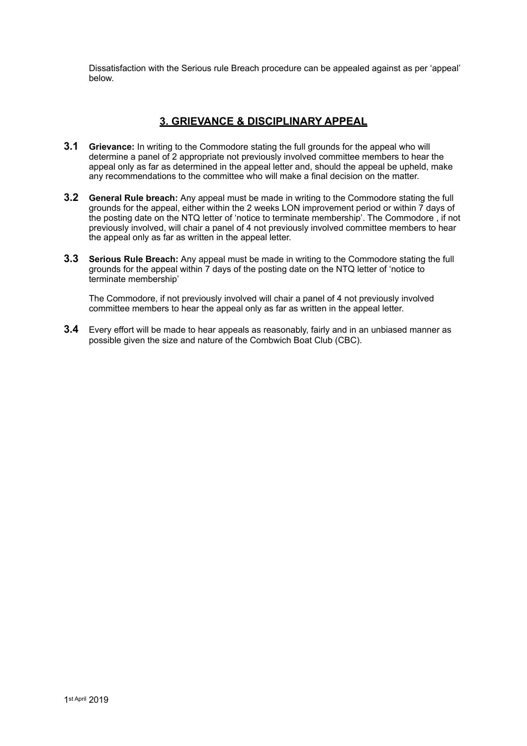Dissatisfaction with the Serious rule Breach procedure can be appealed against as per 'appeal' below.

## 3. GRIEVANCE & DISCIPLINARY APPEAL

**3.1** **Grievance:** In writing to the Commodore stating the full grounds for the appeal who will determine a panel of 2 appropriate not previously involved committee members to hear the appeal only as far as determined in the appeal letter and, should the appeal be upheld, make any recommendations to the committee who will make a final decision on the matter.

**3.2** **General Rule breach:** Any appeal must be made in writing to the Commodore stating the full grounds for the appeal, either within the 2 weeks LON improvement period or within 7 days of the posting date on the NTQ letter of 'notice to terminate membership'. The Commodore , if not previously involved, will chair a panel of 4 not previously involved committee members to hear the appeal only as far as written in the appeal letter.

**3.3** **Serious Rule Breach:** Any appeal must be made in writing to the Commodore stating the full grounds for the appeal within 7 days of the posting date on the NTQ letter of 'notice to terminate membership'

The Commodore, if not previously involved will chair a panel of 4 not previously involved committee members to hear the appeal only as far as written in the appeal letter.

**3.4** Every effort will be made to hear appeals as reasonably, fairly and in an unbiased manner as possible given the size and nature of the Combwich Boat Club (CBC).

1st April 2019